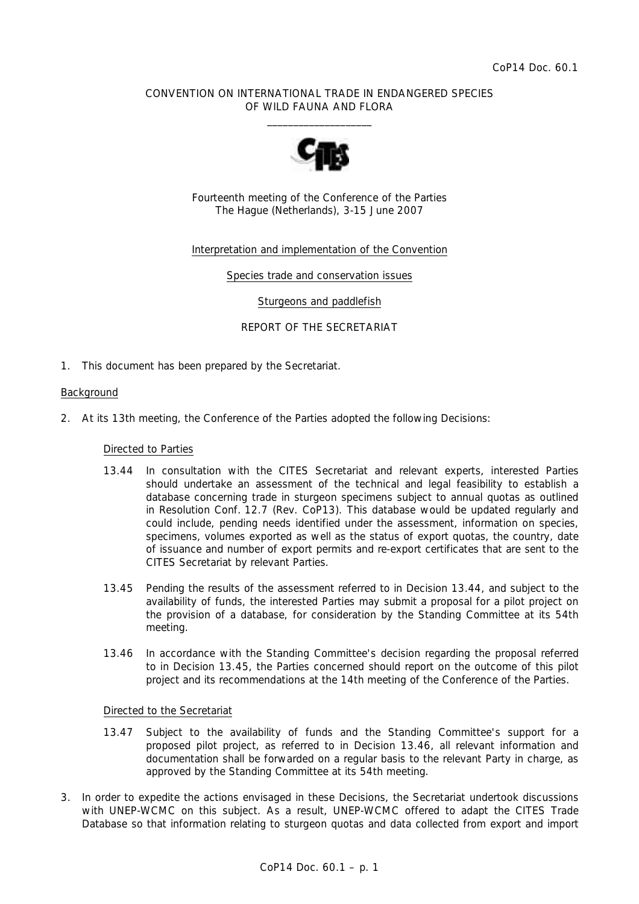CoP14 Doc. 60.1

CONVENTION ON INTERNATIONAL TRADE IN ENDANGERED SPECIES
OF WILD FAUNA AND FLORA

\_\_\_\_\_\_\_\_\_\_\_\_\_\_\_\_\_\_\_\_

Fourteenth meeting of the Conference of the Parties
The Hague (Netherlands), 3-15 June 2007

Interpretation and implementation of the Convention

Species trade and conservation issues

Sturgeons and paddlefish

REPORT OF THE SECRETARIAT

1. This document has been prepared by the Secretariat.

Background

2. At its 13th meeting, the Conference of the Parties adopted the following Decisions:

   Directed to Parties

   13.44 In consultation with the CITES Secretariat and relevant experts, interested Parties should undertake an assessment of the technical and legal feasibility to establish a database concerning trade in sturgeon specimens subject to annual quotas as outlined in Resolution Conf. 12.7 (Rev. CoP13). This database would be updated regularly and could include, pending needs identified under the assessment, information on species, specimens, volumes exported as well as the status of export quotas, the country, date of issuance and number of export permits and re-export certificates that are sent to the CITES Secretariat by relevant Parties.

   13.45 Pending the results of the assessment referred to in Decision 13.44, and subject to the availability of funds, the interested Parties may submit a proposal for a pilot project on the provision of a database, for consideration by the Standing Committee at its 54th meeting.

   13.46 In accordance with the Standing Committee's decision regarding the proposal referred to in Decision 13.45, the Parties concerned should report on the outcome of this pilot project and its recommendations at the 14th meeting of the Conference of the Parties.

   Directed to the Secretariat

   13.47 Subject to the availability of funds and the Standing Committee's support for a proposed pilot project, as referred to in Decision 13.46, all relevant information and documentation shall be forwarded on a regular basis to the relevant Party in charge, as approved by the Standing Committee at its 54th meeting.

3. In order to expedite the actions envisaged in these Decisions, the Secretariat undertook discussions with UNEP-WCMC on this subject. As a result, UNEP-WCMC offered to adapt the CITES Trade Database so that information relating to sturgeon quotas and data collected from export and import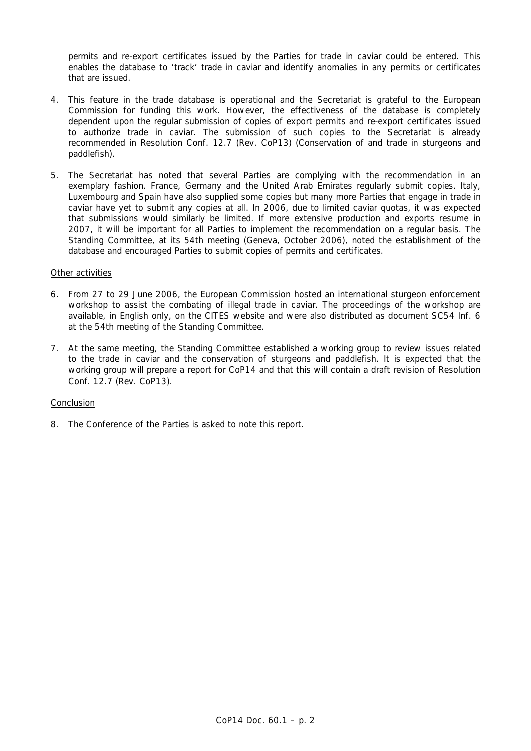permits and re-export certificates issued by the Parties for trade in caviar could be entered. This enables the database to 'track' trade in caviar and identify anomalies in any permits or certificates that are issued.

4. This feature in the trade database is operational and the Secretariat is grateful to the European Commission for funding this work. However, the effectiveness of the database is completely dependent upon the regular submission of copies of export permits and re-export certificates issued to authorize trade in caviar. The submission of such copies to the Secretariat is already recommended in Resolution Conf. 12.7 (Rev. CoP13) (Conservation of and trade in sturgeons and paddlefish).

5. The Secretariat has noted that several Parties are complying with the recommendation in an exemplary fashion. France, Germany and the United Arab Emirates regularly submit copies. Italy, Luxembourg and Spain have also supplied some copies but many more Parties that engage in trade in caviar have yet to submit any copies at all. In 2006, due to limited caviar quotas, it was expected that submissions would similarly be limited. If more extensive production and exports resume in 2007, it will be important for all Parties to implement the recommendation on a regular basis. The Standing Committee, at its 54th meeting (Geneva, October 2006), noted the establishment of the database and encouraged Parties to submit copies of permits and certificates.

<u>Other activities</u>

6. From 27 to 29 June 2006, the European Commission hosted an international sturgeon enforcement workshop to assist the combating of illegal trade in caviar. The proceedings of the workshop are available, in English only, on the CITES website and were also distributed as document SC54 Inf. 6 at the 54th meeting of the Standing Committee.

7. At the same meeting, the Standing Committee established a working group to review issues related to the trade in caviar and the conservation of sturgeons and paddlefish. It is expected that the working group will prepare a report for CoP14 and that this will contain a draft revision of Resolution Conf. 12.7 (Rev. CoP13).

<u>Conclusion</u>

8. The Conference of the Parties is asked to note this report.